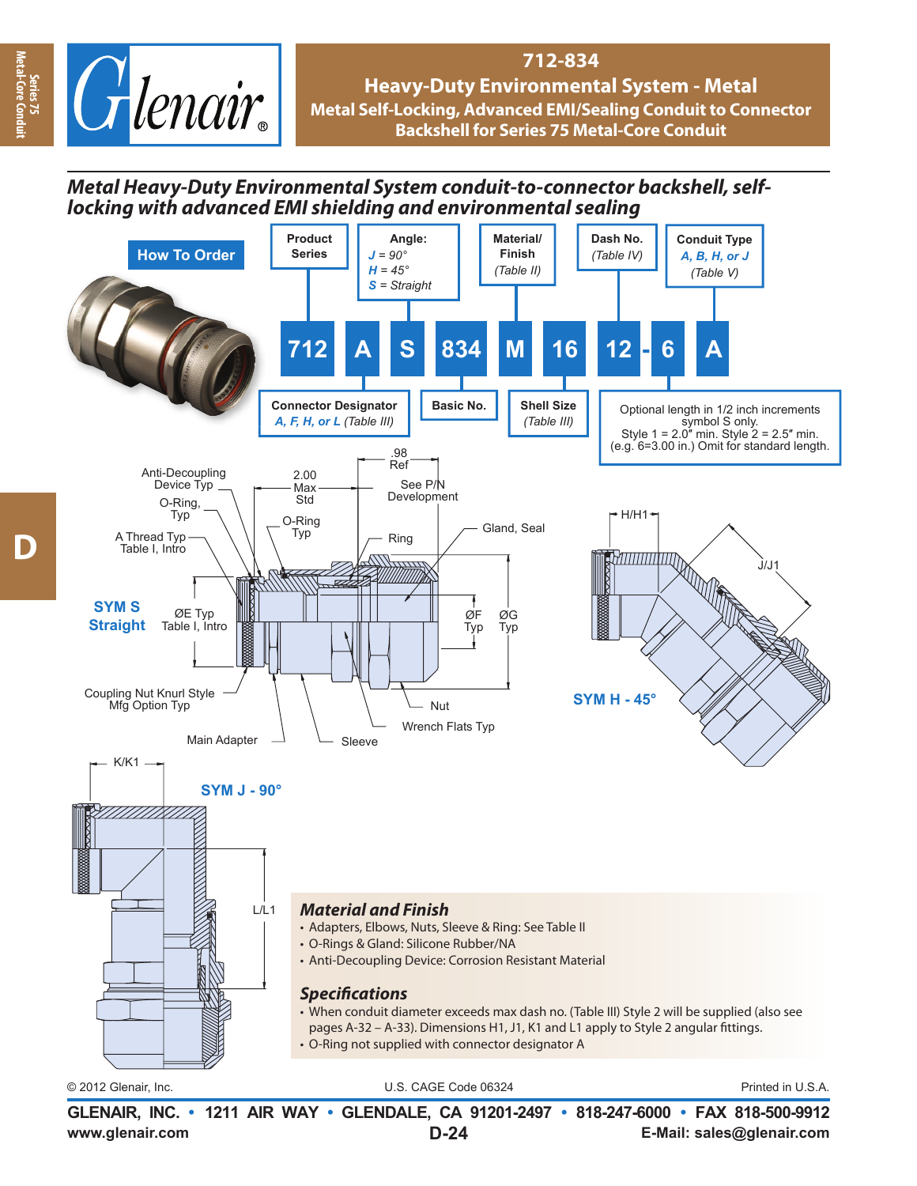# 712-834

## Heavy-Duty Environmental System - Metal

### Metal Self-Locking, Advanced EMI/Sealing Conduit to Connector Backshell for Series 75 Metal-Core Conduit

***Metal Heavy-Duty Environmental System conduit-to-connector backshell, self-locking with advanced EMI shielding and environmental sealing***

**How To Order**

| 712 | A | S | 834 | M | 16 | 12 - 6 | A |
|---|---|---|---|---|---|---|---|
| Product Series | Connector Designator *A, F, H, or L* (Table III) | Angle: *J* = 90° *H* = 45° *S* = Straight | Basic No. | Material/ Finish (Table II) | Shell Size (Table III) | Dash No. (Table IV) - Optional length in 1/2 inch increments symbol S only. Style 1 = 2.0″ min. Style 2 = 2.5″ min. (e.g. 6=3.00 in.) Omit for standard length. | Conduit Type *A, B, H, or J* (Table V) |

**SYM S Straight**

Anti-Decoupling Device Typ; O-Ring, Typ; A Thread Typ Table I, Intro; ØE Typ Table I, Intro; Coupling Nut Knurl Style Mfg Option Typ; Main Adapter; Sleeve; 2.00 Max Std; O-Ring Typ; .98 Ref; See P/N Development; Ring; Gland, Seal; ØF Typ; ØG Typ; Nut; Wrench Flats Typ

**SYM H - 45°**

H/H1; J/J1

**SYM J - 90°**

K/K1; L/L1

### Material and Finish

- Adapters, Elbows, Nuts, Sleeve & Ring: See Table II
- O-Rings & Gland: Silicone Rubber/NA
- Anti-Decoupling Device: Corrosion Resistant Material

### Specifications

- When conduit diameter exceeds max dash no. (Table III) Style 2 will be supplied (also see pages A-32 – A-33). Dimensions H1, J1, K1 and L1 apply to Style 2 angular fittings.
- O-Ring not supplied with connector designator A

© 2012 Glenair, Inc. U.S. CAGE Code 06324 Printed in U.S.A.

**GLENAIR, INC. • 1211 AIR WAY • GLENDALE, CA 91201-2497 • 818-247-6000 • FAX 818-500-9912**

**www.glenair.com** **E-Mail: sales@glenair.com**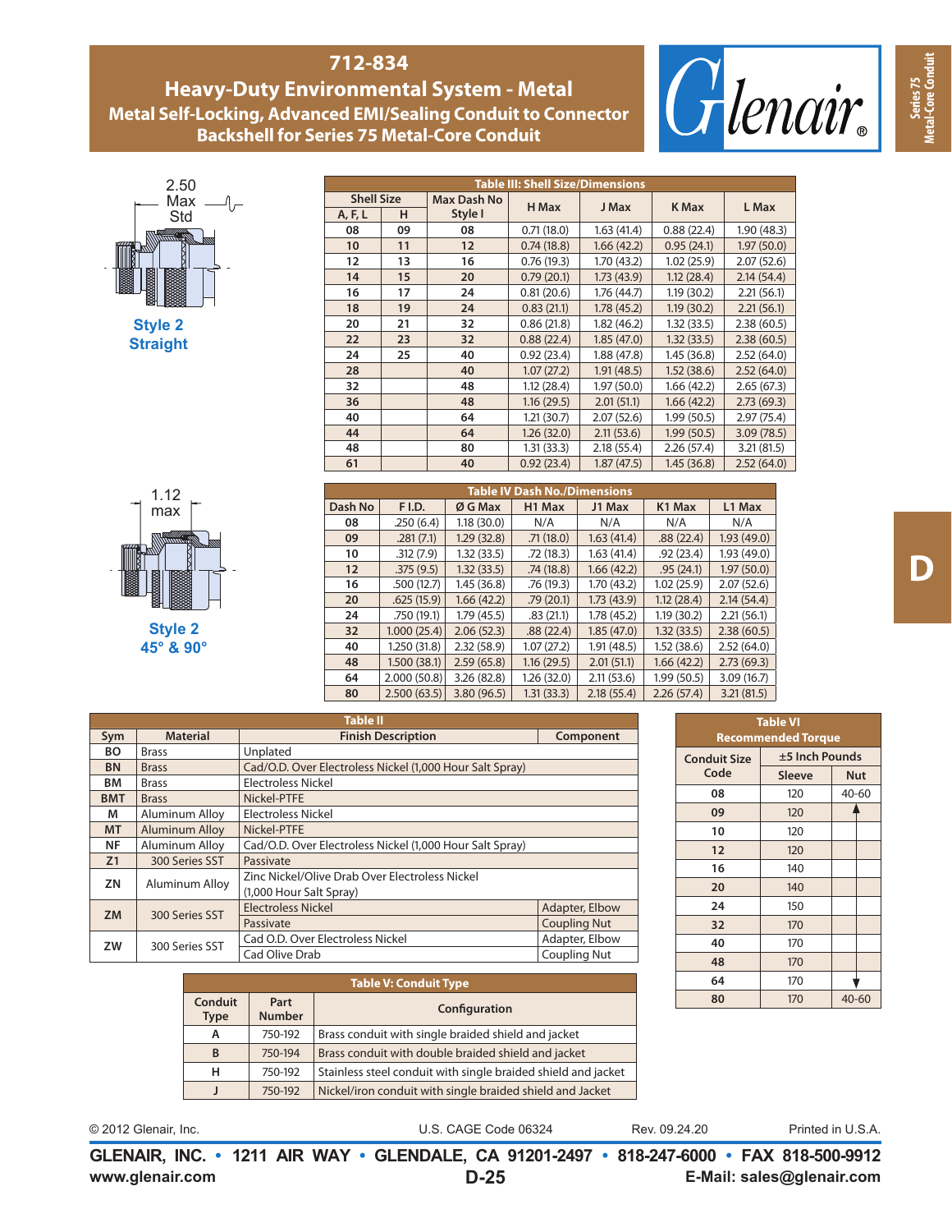# 712-834

## Heavy-Duty Environmental System - Metal

### Metal Self-Locking, Advanced EMI/Sealing Conduit to Connector Backshell for Series 75 Metal-Core Conduit

2.50 Max Std

Style 2 Straight

1.12 max

Style 2 45° & 90°

**Table III: Shell Size/Dimensions**

| Shell Size A, F, L | Shell Size H | Max Dash No Style I | H Max | J Max | K Max | L Max |
|---|---|---|---|---|---|---|
| 08 | 09 | 08 | 0.71 (18.0) | 1.63 (41.4) | 0.88 (22.4) | 1.90 (48.3) |
| 10 | 11 | 12 | 0.74 (18.8) | 1.66 (42.2) | 0.95 (24.1) | 1.97 (50.0) |
| 12 | 13 | 16 | 0.76 (19.3) | 1.70 (43.2) | 1.02 (25.9) | 2.07 (52.6) |
| 14 | 15 | 20 | 0.79 (20.1) | 1.73 (43.9) | 1.12 (28.4) | 2.14 (54.4) |
| 16 | 17 | 24 | 0.81 (20.6) | 1.76 (44.7) | 1.19 (30.2) | 2.21 (56.1) |
| 18 | 19 | 24 | 0.83 (21.1) | 1.78 (45.2) | 1.19 (30.2) | 2.21 (56.1) |
| 20 | 21 | 32 | 0.86 (21.8) | 1.82 (46.2) | 1.32 (33.5) | 2.38 (60.5) |
| 22 | 23 | 32 | 0.88 (22.4) | 1.85 (47.0) | 1.32 (33.5) | 2.38 (60.5) |
| 24 | 25 | 40 | 0.92 (23.4) | 1.88 (47.8) | 1.45 (36.8) | 2.52 (64.0) |
| 28 | | 40 | 1.07 (27.2) | 1.91 (48.5) | 1.52 (38.6) | 2.52 (64.0) |
| 32 | | 48 | 1.12 (28.4) | 1.97 (50.0) | 1.66 (42.2) | 2.65 (67.3) |
| 36 | | 48 | 1.16 (29.5) | 2.01 (51.1) | 1.66 (42.2) | 2.73 (69.3) |
| 40 | | 64 | 1.21 (30.7) | 2.07 (52.6) | 1.99 (50.5) | 2.97 (75.4) |
| 44 | | 64 | 1.26 (32.0) | 2.11 (53.6) | 1.99 (50.5) | 3.09 (78.5) |
| 48 | | 80 | 1.31 (33.3) | 2.18 (55.4) | 2.26 (57.4) | 3.21 (81.5) |
| 61 | | 40 | 0.92 (23.4) | 1.87 (47.5) | 1.45 (36.8) | 2.52 (64.0) |

**Table IV Dash No./Dimensions**

| Dash No | F I.D. | Ø G Max | H1 Max | J1 Max | K1 Max | L1 Max |
|---|---|---|---|---|---|---|
| 08 | .250 (6.4) | 1.18 (30.0) | N/A | N/A | N/A | N/A |
| 09 | .281 (7.1) | 1.29 (32.8) | .71 (18.0) | 1.63 (41.4) | .88 (22.4) | 1.93 (49.0) |
| 10 | .312 (7.9) | 1.32 (33.5) | .72 (18.3) | 1.63 (41.4) | .92 (23.4) | 1.93 (49.0) |
| 12 | .375 (9.5) | 1.32 (33.5) | .74 (18.8) | 1.66 (42.2) | .95 (24.1) | 1.97 (50.0) |
| 16 | .500 (12.7) | 1.45 (36.8) | .76 (19.3) | 1.70 (43.2) | 1.02 (25.9) | 2.07 (52.6) |
| 20 | .625 (15.9) | 1.66 (42.2) | .79 (20.1) | 1.73 (43.9) | 1.12 (28.4) | 2.14 (54.4) |
| 24 | .750 (19.1) | 1.79 (45.5) | .83 (21.1) | 1.78 (45.2) | 1.19 (30.2) | 2.21 (56.1) |
| 32 | 1.000 (25.4) | 2.06 (52.3) | .88 (22.4) | 1.85 (47.0) | 1.32 (33.5) | 2.38 (60.5) |
| 40 | 1.250 (31.8) | 2.32 (58.9) | 1.07 (27.2) | 1.91 (48.5) | 1.52 (38.6) | 2.52 (64.0) |
| 48 | 1.500 (38.1) | 2.59 (65.8) | 1.16 (29.5) | 2.01 (51.1) | 1.66 (42.2) | 2.73 (69.3) |
| 64 | 2.000 (50.8) | 3.26 (82.8) | 1.26 (32.0) | 2.11 (53.6) | 1.99 (50.5) | 3.09 (16.7) |
| 80 | 2.500 (63.5) | 3.80 (96.5) | 1.31 (33.3) | 2.18 (55.4) | 2.26 (57.4) | 3.21 (81.5) |

**Table II**

| Sym | Material | Finish Description | Component |
|---|---|---|---|
| BO | Brass | Unplated | |
| BN | Brass | Cad/O.D. Over Electroless Nickel (1,000 Hour Salt Spray) | |
| BM | Brass | Electroless Nickel | |
| BMT | Brass | Nickel-PTFE | |
| M | Aluminum Alloy | Electroless Nickel | |
| MT | Aluminum Alloy | Nickel-PTFE | |
| NF | Aluminum Alloy | Cad/O.D. Over Electroless Nickel (1,000 Hour Salt Spray) | |
| Z1 | 300 Series SST | Passivate | |
| ZN | Aluminum Alloy | Zinc Nickel/Olive Drab Over Electroless Nickel (1,000 Hour Salt Spray) | |
| ZM | 300 Series SST | Electroless Nickel | Adapter, Elbow |
| | | Passivate | Coupling Nut |
| ZW | 300 Series SST | Cad O.D. Over Electroless Nickel | Adapter, Elbow |
| | | Cad Olive Drab | Coupling Nut |

**Table VI Recommended Torque**

| Conduit Size Code | ±5 Inch Pounds Sleeve | ±5 Inch Pounds Nut |
|---|---|---|
| 08 | 120 | 40-60 |
| 09 | 120 | ↑ |
| 10 | 120 | |
| 12 | 120 | |
| 16 | 140 | |
| 20 | 140 | |
| 24 | 150 | |
| 32 | 170 | |
| 40 | 170 | |
| 48 | 170 | |
| 64 | 170 | ↓ |
| 80 | 170 | 40-60 |

**Table V: Conduit Type**

| Conduit Type | Part Number | Configuration |
|---|---|---|
| A | 750-192 | Brass conduit with single braided shield and jacket |
| B | 750-194 | Brass conduit with double braided shield and jacket |
| H | 750-192 | Stainless steel conduit with single braided shield and jacket |
| J | 750-192 | Nickel/iron conduit with single braided shield and Jacket |

© 2012 Glenair, Inc. U.S. CAGE Code 06324 Rev. 09.24.20 Printed in U.S.A.

**GLENAIR, INC. • 1211 AIR WAY • GLENDALE, CA 91201-2497 • 818-247-6000 • FAX 818-500-9912**

**www.glenair.com** **E-Mail: sales@glenair.com**